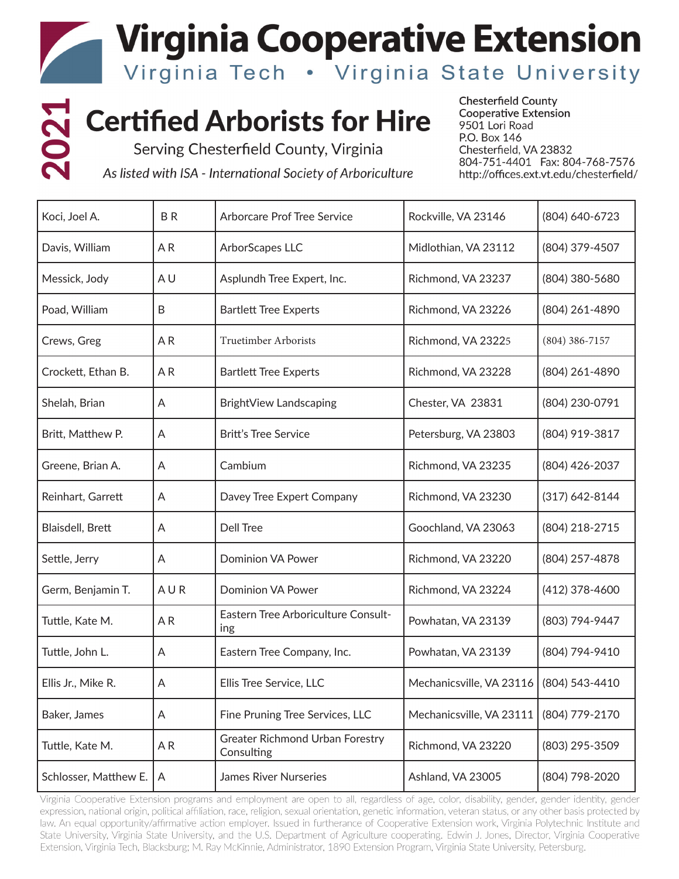# Virginia Cooperative Extension

Virginia Tech • Virginia State University

# 2021 Certified Arborists for Hire

Serving Chesterfield County, Virginia

*As listed with ISA - International Society of Arboriculture*

Chesterfield County
Cooperative Extension
9501 Lori Road
P.O. Box 146
Chesterfield, VA 23832
804-751-4401 Fax: 804-768-7576
http://offices.ext.vt.edu/chesterfield/

| | | | | |
|---|---|---|---|---|
| Koci, Joel A. | B R | Arborcare Prof Tree Service | Rockville, VA 23146 | (804) 640-6723 |
| Davis, William | A R | ArborScapes LLC | Midlothian, VA 23112 | (804) 379-4507 |
| Messick, Jody | A U | Asplundh Tree Expert, Inc. | Richmond, VA 23237 | (804) 380-5680 |
| Poad, William | B | Bartlett Tree Experts | Richmond, VA 23226 | (804) 261-4890 |
| Crews, Greg | A R | Truetimber Arborists | Richmond, VA 23225 | (804) 386-7157 |
| Crockett, Ethan B. | A R | Bartlett Tree Experts | Richmond, VA 23228 | (804) 261-4890 |
| Shelah, Brian | A | BrightView Landscaping | Chester, VA 23831 | (804) 230-0791 |
| Britt, Matthew P. | A | Britt's Tree Service | Petersburg, VA 23803 | (804) 919-3817 |
| Greene, Brian A. | A | Cambium | Richmond, VA 23235 | (804) 426-2037 |
| Reinhart, Garrett | A | Davey Tree Expert Company | Richmond, VA 23230 | (317) 642-8144 |
| Blaisdell, Brett | A | Dell Tree | Goochland, VA 23063 | (804) 218-2715 |
| Settle, Jerry | A | Dominion VA Power | Richmond, VA 23220 | (804) 257-4878 |
| Germ, Benjamin T. | A U R | Dominion VA Power | Richmond, VA 23224 | (412) 378-4600 |
| Tuttle, Kate M. | A R | Eastern Tree Arboriculture Consulting | Powhatan, VA 23139 | (803) 794-9447 |
| Tuttle, John L. | A | Eastern Tree Company, Inc. | Powhatan, VA 23139 | (804) 794-9410 |
| Ellis Jr., Mike R. | A | Ellis Tree Service, LLC | Mechanicsville, VA 23116 | (804) 543-4410 |
| Baker, James | A | Fine Pruning Tree Services, LLC | Mechanicsville, VA 23111 | (804) 779-2170 |
| Tuttle, Kate M. | A R | Greater Richmond Urban Forestry Consulting | Richmond, VA 23220 | (803) 295-3509 |
| Schlosser, Matthew E. | A | James River Nurseries | Ashland, VA 23005 | (804) 798-2020 |

Virginia Cooperative Extension programs and employment are open to all, regardless of age, color, disability, gender, gender identity, gender expression, national origin, political affiliation, race, religion, sexual orientation, genetic information, veteran status, or any other basis protected by law. An equal opportunity/affirmative action employer. Issued in furtherance of Cooperative Extension work, Virginia Polytechnic Institute and State University, Virginia State University, and the U.S. Department of Agriculture cooperating. Edwin J. Jones, Director, Virginia Cooperative Extension, Virginia Tech, Blacksburg; M. Ray McKinnie, Administrator, 1890 Extension Program, Virginia State University, Petersburg.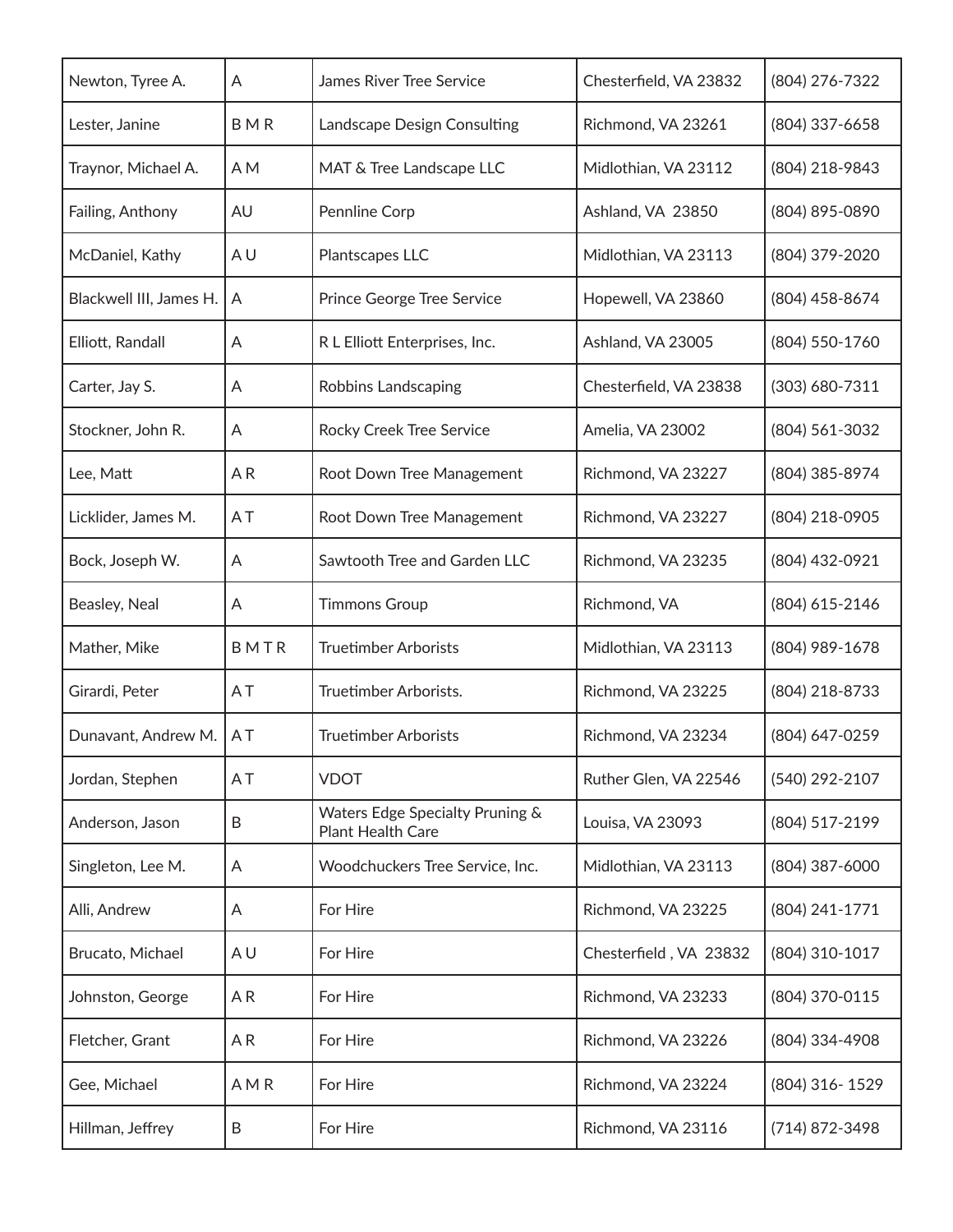| Newton, Tyree A. | A | James River Tree Service | Chesterfield, VA 23832 | (804) 276-7322 |
|---|---|---|---|---|
| Lester, Janine | B M R | Landscape Design Consulting | Richmond, VA 23261 | (804) 337-6658 |
| Traynor, Michael A. | A M | MAT & Tree Landscape LLC | Midlothian, VA 23112 | (804) 218-9843 |
| Failing, Anthony | AU | Pennline Corp | Ashland, VA 23850 | (804) 895-0890 |
| McDaniel, Kathy | A U | Plantscapes LLC | Midlothian, VA 23113 | (804) 379-2020 |
| Blackwell III, James H. | A | Prince George Tree Service | Hopewell, VA 23860 | (804) 458-8674 |
| Elliott, Randall | A | R L Elliott Enterprises, Inc. | Ashland, VA 23005 | (804) 550-1760 |
| Carter, Jay S. | A | Robbins Landscaping | Chesterfield, VA 23838 | (303) 680-7311 |
| Stockner, John R. | A | Rocky Creek Tree Service | Amelia, VA 23002 | (804) 561-3032 |
| Lee, Matt | A R | Root Down Tree Management | Richmond, VA 23227 | (804) 385-8974 |
| Licklider, James M. | A T | Root Down Tree Management | Richmond, VA 23227 | (804) 218-0905 |
| Bock, Joseph W. | A | Sawtooth Tree and Garden LLC | Richmond, VA 23235 | (804) 432-0921 |
| Beasley, Neal | A | Timmons Group | Richmond, VA | (804) 615-2146 |
| Mather, Mike | B M T R | Truetimber Arborists | Midlothian, VA 23113 | (804) 989-1678 |
| Girardi, Peter | A T | Truetimber Arborists. | Richmond, VA 23225 | (804) 218-8733 |
| Dunavant, Andrew M. | A T | Truetimber Arborists | Richmond, VA 23234 | (804) 647-0259 |
| Jordan, Stephen | A T | VDOT | Ruther Glen, VA 22546 | (540) 292-2107 |
| Anderson, Jason | B | Waters Edge Specialty Pruning & Plant Health Care | Louisa, VA 23093 | (804) 517-2199 |
| Singleton, Lee M. | A | Woodchuckers Tree Service, Inc. | Midlothian, VA 23113 | (804) 387-6000 |
| Alli, Andrew | A | For Hire | Richmond, VA 23225 | (804) 241-1771 |
| Brucato, Michael | A U | For Hire | Chesterfield , VA 23832 | (804) 310-1017 |
| Johnston, George | A R | For Hire | Richmond, VA 23233 | (804) 370-0115 |
| Fletcher, Grant | A R | For Hire | Richmond, VA 23226 | (804) 334-4908 |
| Gee, Michael | A M R | For Hire | Richmond, VA 23224 | (804) 316- 1529 |
| Hillman, Jeffrey | B | For Hire | Richmond, VA 23116 | (714) 872-3498 |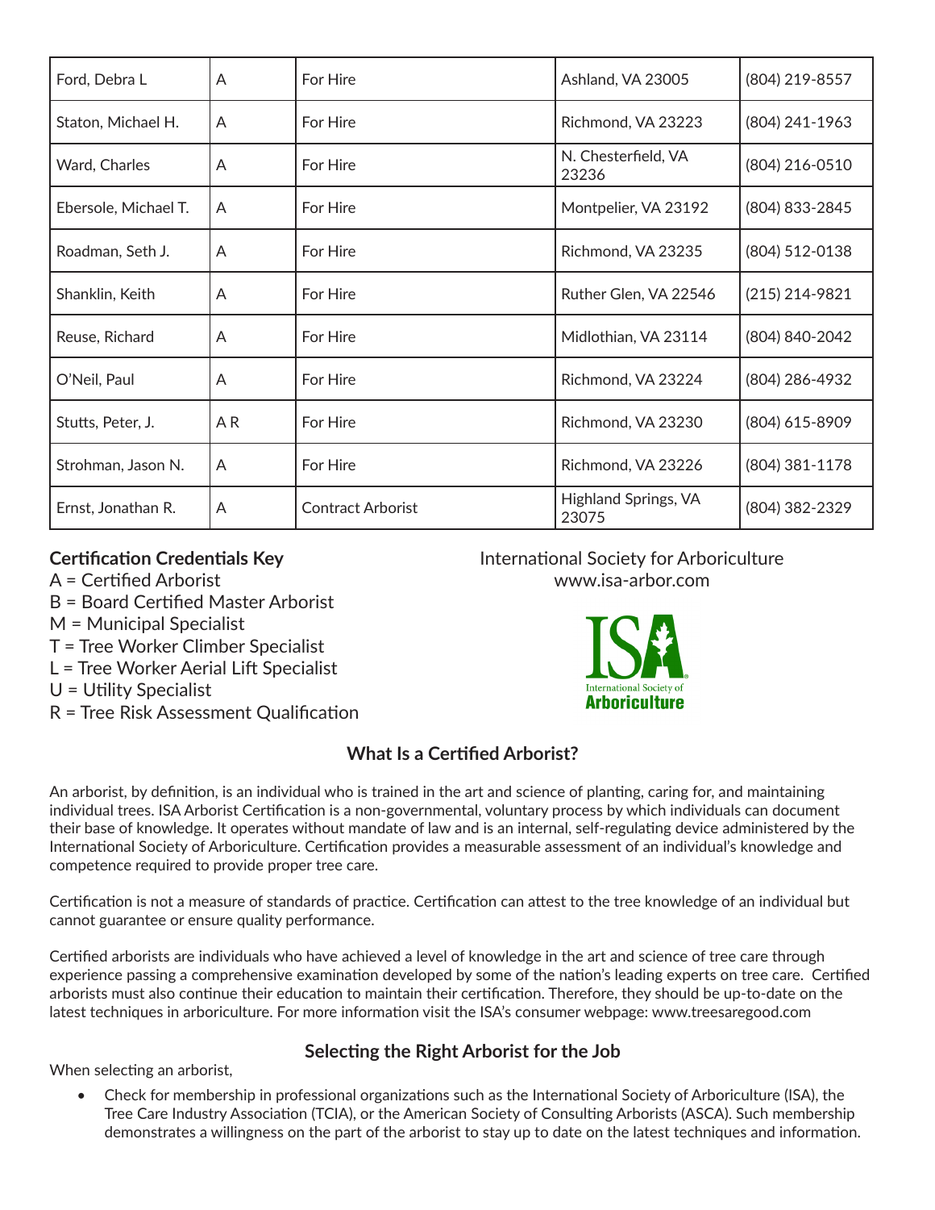| Ford, Debra L | A | For Hire | Ashland, VA 23005 | (804) 219-8557 |
|---|---|---|---|---|
| Staton, Michael H. | A | For Hire | Richmond, VA 23223 | (804) 241-1963 |
| Ward, Charles | A | For Hire | N. Chesterfield, VA 23236 | (804) 216-0510 |
| Ebersole, Michael T. | A | For Hire | Montpelier, VA 23192 | (804) 833-2845 |
| Roadman, Seth J. | A | For Hire | Richmond, VA 23235 | (804) 512-0138 |
| Shanklin, Keith | A | For Hire | Ruther Glen, VA 22546 | (215) 214-9821 |
| Reuse, Richard | A | For Hire | Midlothian, VA 23114 | (804) 840-2042 |
| O'Neil, Paul | A | For Hire | Richmond, VA 23224 | (804) 286-4932 |
| Stutts, Peter, J. | A R | For Hire | Richmond, VA 23230 | (804) 615-8909 |
| Strohman, Jason N. | A | For Hire | Richmond, VA 23226 | (804) 381-1178 |
| Ernst, Jonathan R. | A | Contract Arborist | Highland Springs, VA 23075 | (804) 382-2329 |

**Certification Credentials Key**

A = Certified Arborist
B = Board Certified Master Arborist
M = Municipal Specialist
T = Tree Worker Climber Specialist
L = Tree Worker Aerial Lift Specialist
U = Utility Specialist
R = Tree Risk Assessment Qualification

International Society for Arboriculture
www.isa-arbor.com

ISA International Society of Arboriculture

## What Is a Certified Arborist?

An arborist, by definition, is an individual who is trained in the art and science of planting, caring for, and maintaining individual trees. ISA Arborist Certification is a non-governmental, voluntary process by which individuals can document their base of knowledge. It operates without mandate of law and is an internal, self-regulating device administered by the International Society of Arboriculture. Certification provides a measurable assessment of an individual's knowledge and competence required to provide proper tree care.

Certification is not a measure of standards of practice. Certification can attest to the tree knowledge of an individual but cannot guarantee or ensure quality performance.

Certified arborists are individuals who have achieved a level of knowledge in the art and science of tree care through experience passing a comprehensive examination developed by some of the nation's leading experts on tree care. Certified arborists must also continue their education to maintain their certification. Therefore, they should be up-to-date on the latest techniques in arboriculture. For more information visit the ISA's consumer webpage: www.treesaregood.com

## Selecting the Right Arborist for the Job

When selecting an arborist,

- Check for membership in professional organizations such as the International Society of Arboriculture (ISA), the Tree Care Industry Association (TCIA), or the American Society of Consulting Arborists (ASCA). Such membership demonstrates a willingness on the part of the arborist to stay up to date on the latest techniques and information.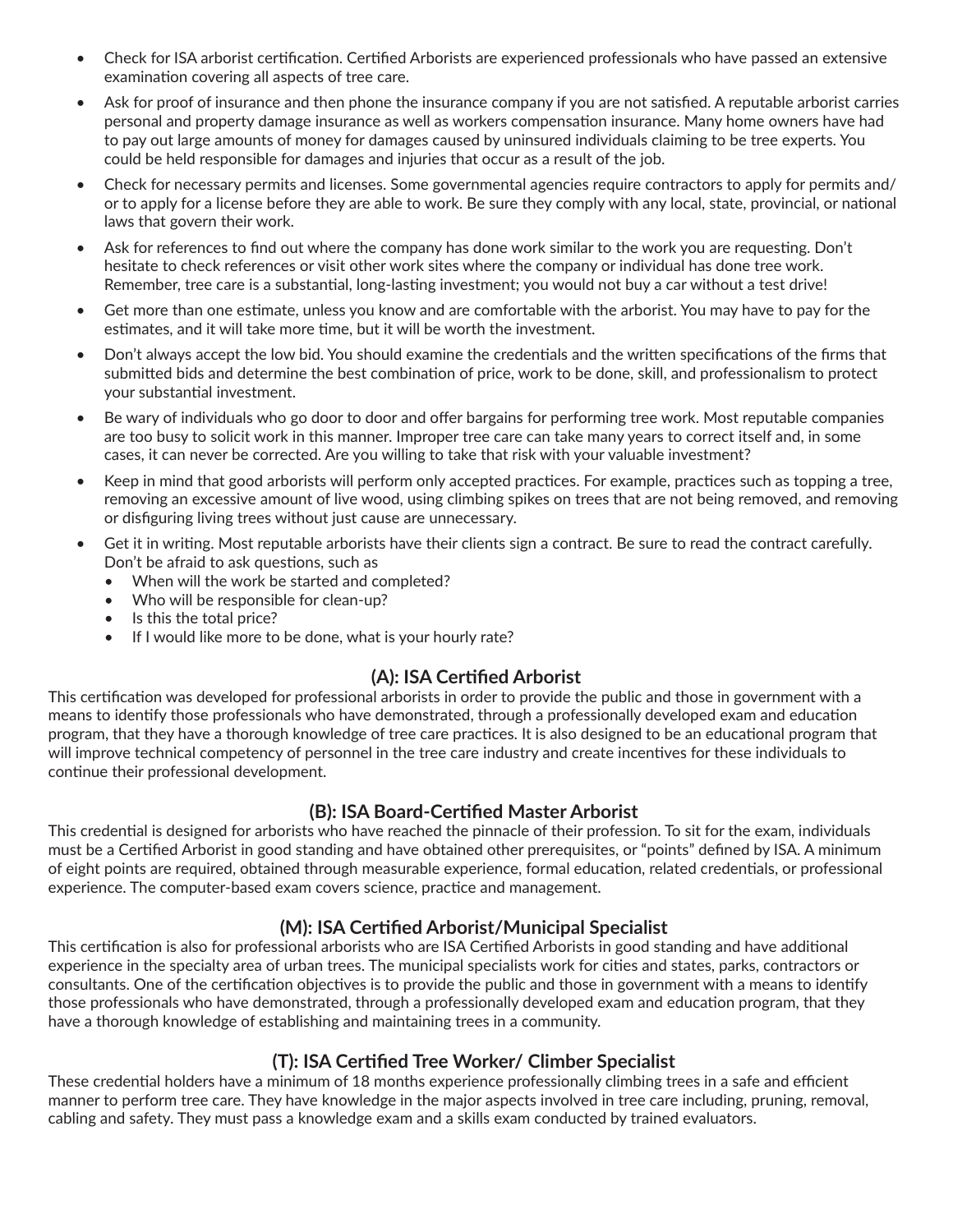- Check for ISA arborist certification. Certified Arborists are experienced professionals who have passed an extensive examination covering all aspects of tree care.
- Ask for proof of insurance and then phone the insurance company if you are not satisfied. A reputable arborist carries personal and property damage insurance as well as workers compensation insurance. Many home owners have had to pay out large amounts of money for damages caused by uninsured individuals claiming to be tree experts. You could be held responsible for damages and injuries that occur as a result of the job.
- Check for necessary permits and licenses. Some governmental agencies require contractors to apply for permits and/or to apply for a license before they are able to work. Be sure they comply with any local, state, provincial, or national laws that govern their work.
- Ask for references to find out where the company has done work similar to the work you are requesting. Don't hesitate to check references or visit other work sites where the company or individual has done tree work. Remember, tree care is a substantial, long-lasting investment; you would not buy a car without a test drive!
- Get more than one estimate, unless you know and are comfortable with the arborist. You may have to pay for the estimates, and it will take more time, but it will be worth the investment.
- Don't always accept the low bid. You should examine the credentials and the written specifications of the firms that submitted bids and determine the best combination of price, work to be done, skill, and professionalism to protect your substantial investment.
- Be wary of individuals who go door to door and offer bargains for performing tree work. Most reputable companies are too busy to solicit work in this manner. Improper tree care can take many years to correct itself and, in some cases, it can never be corrected. Are you willing to take that risk with your valuable investment?
- Keep in mind that good arborists will perform only accepted practices. For example, practices such as topping a tree, removing an excessive amount of live wood, using climbing spikes on trees that are not being removed, and removing or disfiguring living trees without just cause are unnecessary.
- Get it in writing. Most reputable arborists have their clients sign a contract. Be sure to read the contract carefully. Don't be afraid to ask questions, such as
  - When will the work be started and completed?
  - Who will be responsible for clean-up?
  - Is this the total price?
  - If I would like more to be done, what is your hourly rate?

### (A): ISA Certified Arborist

This certification was developed for professional arborists in order to provide the public and those in government with a means to identify those professionals who have demonstrated, through a professionally developed exam and education program, that they have a thorough knowledge of tree care practices. It is also designed to be an educational program that will improve technical competency of personnel in the tree care industry and create incentives for these individuals to continue their professional development.

### (B): ISA Board-Certified Master Arborist

This credential is designed for arborists who have reached the pinnacle of their profession. To sit for the exam, individuals must be a Certified Arborist in good standing and have obtained other prerequisites, or "points" defined by ISA. A minimum of eight points are required, obtained through measurable experience, formal education, related credentials, or professional experience. The computer-based exam covers science, practice and management.

### (M): ISA Certified Arborist/Municipal Specialist

This certification is also for professional arborists who are ISA Certified Arborists in good standing and have additional experience in the specialty area of urban trees. The municipal specialists work for cities and states, parks, contractors or consultants. One of the certification objectives is to provide the public and those in government with a means to identify those professionals who have demonstrated, through a professionally developed exam and education program, that they have a thorough knowledge of establishing and maintaining trees in a community.

### (T): ISA Certified Tree Worker/ Climber Specialist

These credential holders have a minimum of 18 months experience professionally climbing trees in a safe and efficient manner to perform tree care. They have knowledge in the major aspects involved in tree care including, pruning, removal, cabling and safety. They must pass a knowledge exam and a skills exam conducted by trained evaluators.